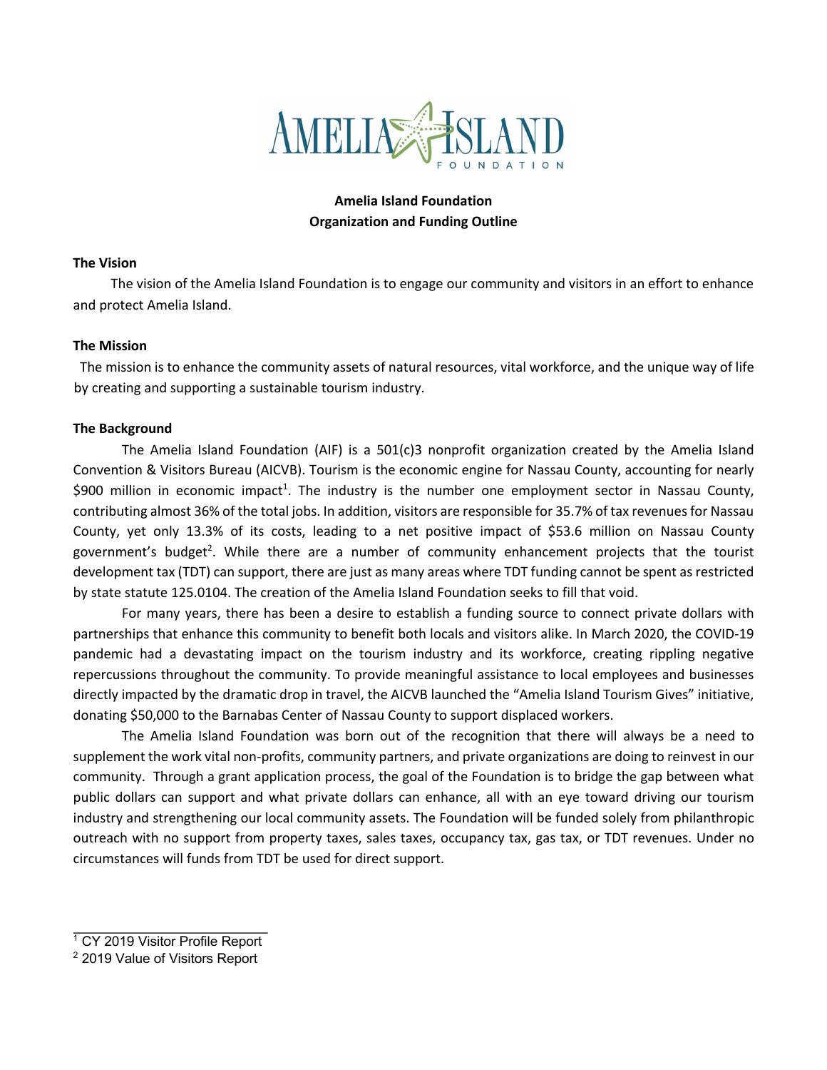# Amelia Island Foundation
## Organization and Funding Outline

### The Vision

The vision of the Amelia Island Foundation is to engage our community and visitors in an effort to enhance and protect Amelia Island.

### The Mission

The mission is to enhance the community assets of natural resources, vital workforce, and the unique way of life by creating and supporting a sustainable tourism industry.

### The Background

The Amelia Island Foundation (AIF) is a 501(c)3 nonprofit organization created by the Amelia Island Convention & Visitors Bureau (AICVB). Tourism is the economic engine for Nassau County, accounting for nearly $900 million in economic impact[1]. The industry is the number one employment sector in Nassau County, contributing almost 36% of the total jobs. In addition, visitors are responsible for 35.7% of tax revenues for Nassau County, yet only 13.3% of its costs, leading to a net positive impact of $53.6 million on Nassau County government's budget[2]. While there are a number of community enhancement projects that the tourist development tax (TDT) can support, there are just as many areas where TDT funding cannot be spent as restricted by state statute 125.0104. The creation of the Amelia Island Foundation seeks to fill that void.

For many years, there has been a desire to establish a funding source to connect private dollars with partnerships that enhance this community to benefit both locals and visitors alike. In March 2020, the COVID-19 pandemic had a devastating impact on the tourism industry and its workforce, creating rippling negative repercussions throughout the community. To provide meaningful assistance to local employees and businesses directly impacted by the dramatic drop in travel, the AICVB launched the "Amelia Island Tourism Gives" initiative, donating $50,000 to the Barnabas Center of Nassau County to support displaced workers.

The Amelia Island Foundation was born out of the recognition that there will always be a need to supplement the work vital non-profits, community partners, and private organizations are doing to reinvest in our community. Through a grant application process, the goal of the Foundation is to bridge the gap between what public dollars can support and what private dollars can enhance, all with an eye toward driving our tourism industry and strengthening our local community assets. The Foundation will be funded solely from philanthropic outreach with no support from property taxes, sales taxes, occupancy tax, gas tax, or TDT revenues. Under no circumstances will funds from TDT be used for direct support.

---

[1] CY 2019 Visitor Profile Report

[2] 2019 Value of Visitors Report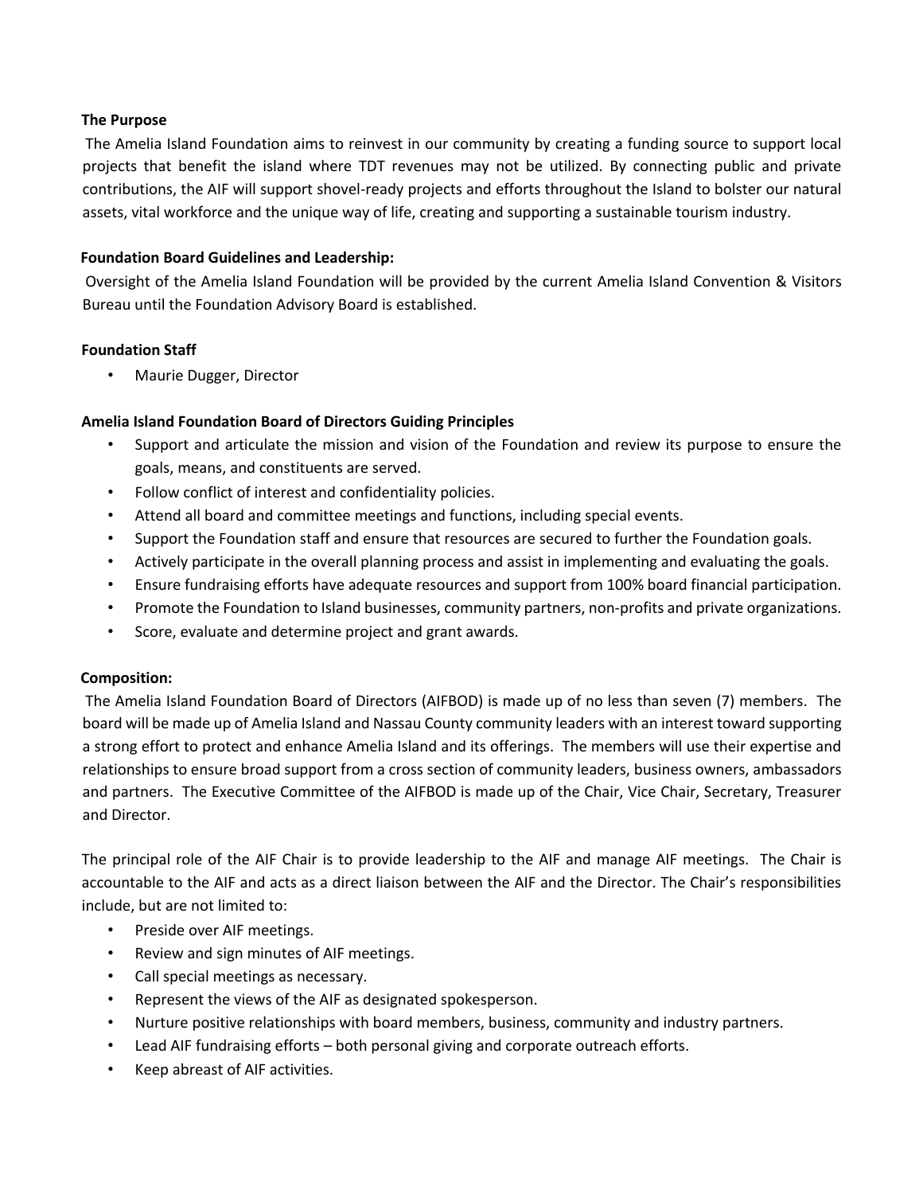**The Purpose**

The Amelia Island Foundation aims to reinvest in our community by creating a funding source to support local projects that benefit the island where TDT revenues may not be utilized. By connecting public and private contributions, the AIF will support shovel-ready projects and efforts throughout the Island to bolster our natural assets, vital workforce and the unique way of life, creating and supporting a sustainable tourism industry.

**Foundation Board Guidelines and Leadership:**

Oversight of the Amelia Island Foundation will be provided by the current Amelia Island Convention & Visitors Bureau until the Foundation Advisory Board is established.

**Foundation Staff**

- Maurie Dugger, Director

**Amelia Island Foundation Board of Directors Guiding Principles**

- Support and articulate the mission and vision of the Foundation and review its purpose to ensure the goals, means, and constituents are served.
- Follow conflict of interest and confidentiality policies.
- Attend all board and committee meetings and functions, including special events.
- Support the Foundation staff and ensure that resources are secured to further the Foundation goals.
- Actively participate in the overall planning process and assist in implementing and evaluating the goals.
- Ensure fundraising efforts have adequate resources and support from 100% board financial participation.
- Promote the Foundation to Island businesses, community partners, non-profits and private organizations.
- Score, evaluate and determine project and grant awards.

**Composition:**

The Amelia Island Foundation Board of Directors (AIFBOD) is made up of no less than seven (7) members. The board will be made up of Amelia Island and Nassau County community leaders with an interest toward supporting a strong effort to protect and enhance Amelia Island and its offerings. The members will use their expertise and relationships to ensure broad support from a cross section of community leaders, business owners, ambassadors and partners. The Executive Committee of the AIFBOD is made up of the Chair, Vice Chair, Secretary, Treasurer and Director.

The principal role of the AIF Chair is to provide leadership to the AIF and manage AIF meetings. The Chair is accountable to the AIF and acts as a direct liaison between the AIF and the Director. The Chair's responsibilities include, but are not limited to:

- Preside over AIF meetings.
- Review and sign minutes of AIF meetings.
- Call special meetings as necessary.
- Represent the views of the AIF as designated spokesperson.
- Nurture positive relationships with board members, business, community and industry partners.
- Lead AIF fundraising efforts – both personal giving and corporate outreach efforts.
- Keep abreast of AIF activities.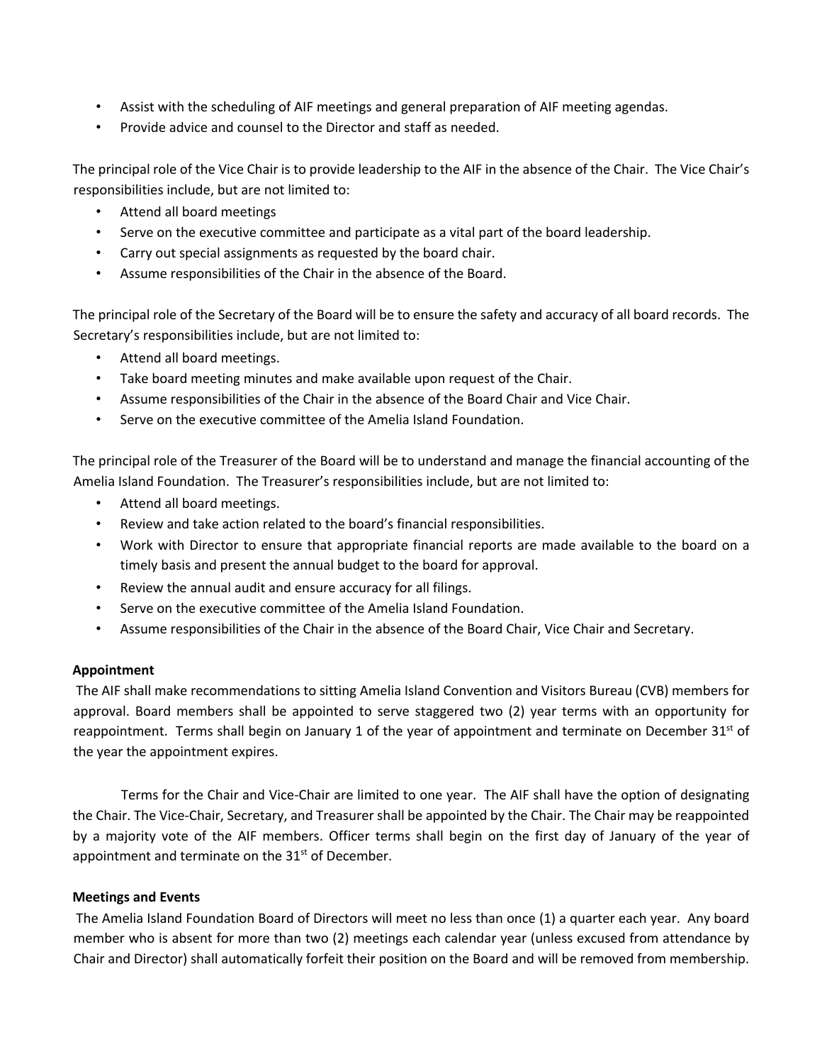- Assist with the scheduling of AIF meetings and general preparation of AIF meeting agendas.
- Provide advice and counsel to the Director and staff as needed.

The principal role of the Vice Chair is to provide leadership to the AIF in the absence of the Chair. The Vice Chair's responsibilities include, but are not limited to:

- Attend all board meetings
- Serve on the executive committee and participate as a vital part of the board leadership.
- Carry out special assignments as requested by the board chair.
- Assume responsibilities of the Chair in the absence of the Board.

The principal role of the Secretary of the Board will be to ensure the safety and accuracy of all board records. The Secretary's responsibilities include, but are not limited to:

- Attend all board meetings.
- Take board meeting minutes and make available upon request of the Chair.
- Assume responsibilities of the Chair in the absence of the Board Chair and Vice Chair.
- Serve on the executive committee of the Amelia Island Foundation.

The principal role of the Treasurer of the Board will be to understand and manage the financial accounting of the Amelia Island Foundation. The Treasurer's responsibilities include, but are not limited to:

- Attend all board meetings.
- Review and take action related to the board's financial responsibilities.
- Work with Director to ensure that appropriate financial reports are made available to the board on a timely basis and present the annual budget to the board for approval.
- Review the annual audit and ensure accuracy for all filings.
- Serve on the executive committee of the Amelia Island Foundation.
- Assume responsibilities of the Chair in the absence of the Board Chair, Vice Chair and Secretary.

**Appointment**

The AIF shall make recommendations to sitting Amelia Island Convention and Visitors Bureau (CVB) members for approval. Board members shall be appointed to serve staggered two (2) year terms with an opportunity for reappointment. Terms shall begin on January 1 of the year of appointment and terminate on December 31st of the year the appointment expires.

Terms for the Chair and Vice-Chair are limited to one year. The AIF shall have the option of designating the Chair. The Vice-Chair, Secretary, and Treasurer shall be appointed by the Chair. The Chair may be reappointed by a majority vote of the AIF members. Officer terms shall begin on the first day of January of the year of appointment and terminate on the 31st of December.

**Meetings and Events**

The Amelia Island Foundation Board of Directors will meet no less than once (1) a quarter each year. Any board member who is absent for more than two (2) meetings each calendar year (unless excused from attendance by Chair and Director) shall automatically forfeit their position on the Board and will be removed from membership.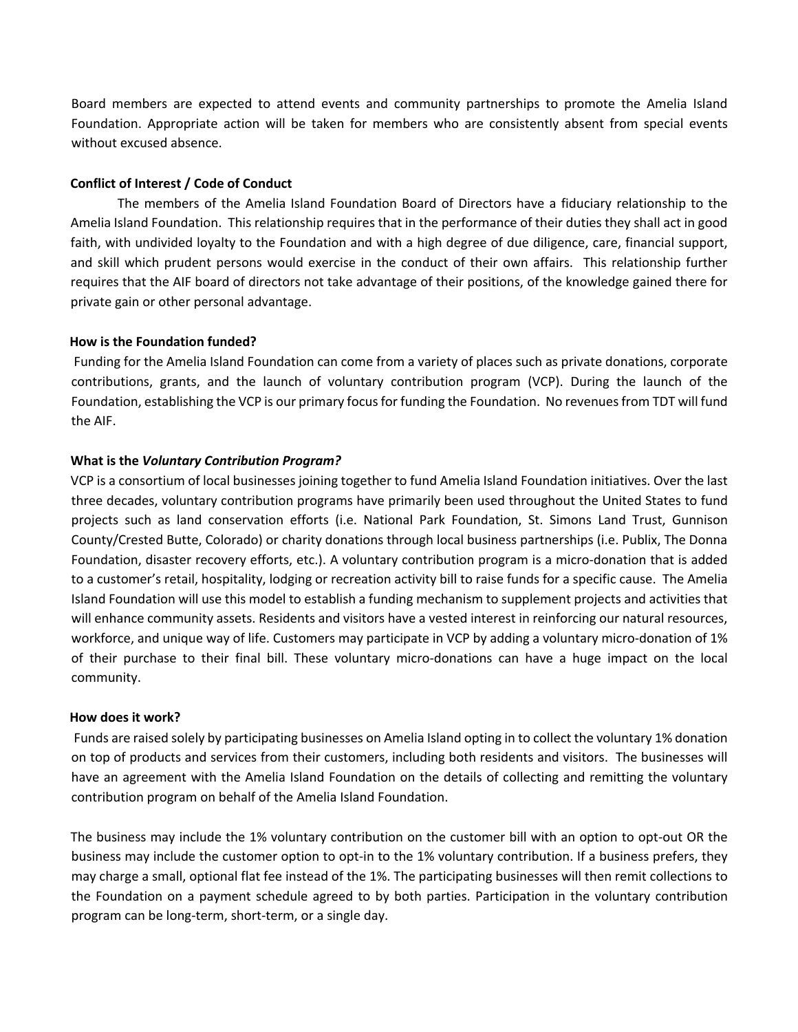Board members are expected to attend events and community partnerships to promote the Amelia Island Foundation. Appropriate action will be taken for members who are consistently absent from special events without excused absence.

**Conflict of Interest / Code of Conduct**

The members of the Amelia Island Foundation Board of Directors have a fiduciary relationship to the Amelia Island Foundation. This relationship requires that in the performance of their duties they shall act in good faith, with undivided loyalty to the Foundation and with a high degree of due diligence, care, financial support, and skill which prudent persons would exercise in the conduct of their own affairs. This relationship further requires that the AIF board of directors not take advantage of their positions, of the knowledge gained there for private gain or other personal advantage.

**How is the Foundation funded?**

Funding for the Amelia Island Foundation can come from a variety of places such as private donations, corporate contributions, grants, and the launch of voluntary contribution program (VCP). During the launch of the Foundation, establishing the VCP is our primary focus for funding the Foundation. No revenues from TDT will fund the AIF.

**What is the *Voluntary Contribution Program?***

VCP is a consortium of local businesses joining together to fund Amelia Island Foundation initiatives. Over the last three decades, voluntary contribution programs have primarily been used throughout the United States to fund projects such as land conservation efforts (i.e. National Park Foundation, St. Simons Land Trust, Gunnison County/Crested Butte, Colorado) or charity donations through local business partnerships (i.e. Publix, The Donna Foundation, disaster recovery efforts, etc.). A voluntary contribution program is a micro-donation that is added to a customer's retail, hospitality, lodging or recreation activity bill to raise funds for a specific cause. The Amelia Island Foundation will use this model to establish a funding mechanism to supplement projects and activities that will enhance community assets. Residents and visitors have a vested interest in reinforcing our natural resources, workforce, and unique way of life. Customers may participate in VCP by adding a voluntary micro-donation of 1% of their purchase to their final bill. These voluntary micro-donations can have a huge impact on the local community.

**How does it work?**

Funds are raised solely by participating businesses on Amelia Island opting in to collect the voluntary 1% donation on top of products and services from their customers, including both residents and visitors. The businesses will have an agreement with the Amelia Island Foundation on the details of collecting and remitting the voluntary contribution program on behalf of the Amelia Island Foundation.

The business may include the 1% voluntary contribution on the customer bill with an option to opt-out OR the business may include the customer option to opt-in to the 1% voluntary contribution. If a business prefers, they may charge a small, optional flat fee instead of the 1%. The participating businesses will then remit collections to the Foundation on a payment schedule agreed to by both parties. Participation in the voluntary contribution program can be long-term, short-term, or a single day.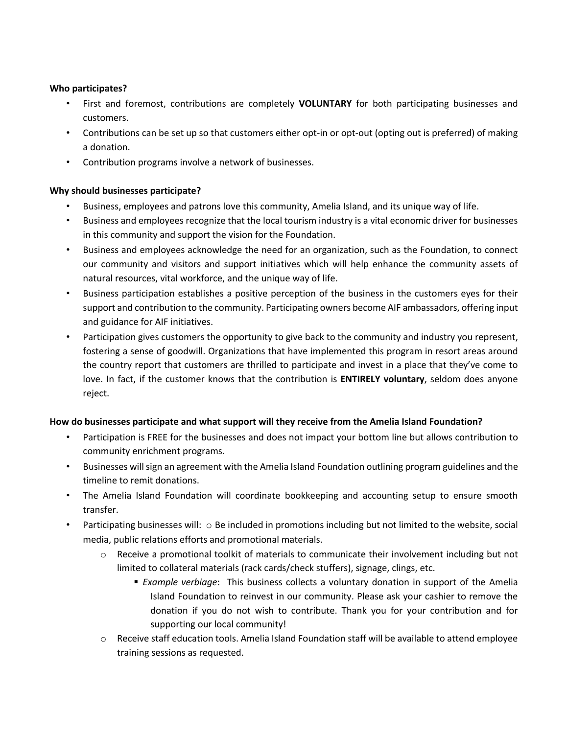**Who participates?**

- First and foremost, contributions are completely **VOLUNTARY** for both participating businesses and customers.
- Contributions can be set up so that customers either opt-in or opt-out (opting out is preferred) of making a donation.
- Contribution programs involve a network of businesses.

**Why should businesses participate?**

- Business, employees and patrons love this community, Amelia Island, and its unique way of life.
- Business and employees recognize that the local tourism industry is a vital economic driver for businesses in this community and support the vision for the Foundation.
- Business and employees acknowledge the need for an organization, such as the Foundation, to connect our community and visitors and support initiatives which will help enhance the community assets of natural resources, vital workforce, and the unique way of life.
- Business participation establishes a positive perception of the business in the customers eyes for their support and contribution to the community. Participating owners become AIF ambassadors, offering input and guidance for AIF initiatives.
- Participation gives customers the opportunity to give back to the community and industry you represent, fostering a sense of goodwill. Organizations that have implemented this program in resort areas around the country report that customers are thrilled to participate and invest in a place that they've come to love. In fact, if the customer knows that the contribution is **ENTIRELY voluntary**, seldom does anyone reject.

**How do businesses participate and what support will they receive from the Amelia Island Foundation?**

- Participation is FREE for the businesses and does not impact your bottom line but allows contribution to community enrichment programs.
- Businesses will sign an agreement with the Amelia Island Foundation outlining program guidelines and the timeline to remit donations.
- The Amelia Island Foundation will coordinate bookkeeping and accounting setup to ensure smooth transfer.
- Participating businesses will:
    - Be included in promotions including but not limited to the website, social media, public relations efforts and promotional materials.
    - Receive a promotional toolkit of materials to communicate their involvement including but not limited to collateral materials (rack cards/check stuffers), signage, clings, etc.
        - *Example verbiage*: This business collects a voluntary donation in support of the Amelia Island Foundation to reinvest in our community. Please ask your cashier to remove the donation if you do not wish to contribute. Thank you for your contribution and for supporting our local community!
    - Receive staff education tools. Amelia Island Foundation staff will be available to attend employee training sessions as requested.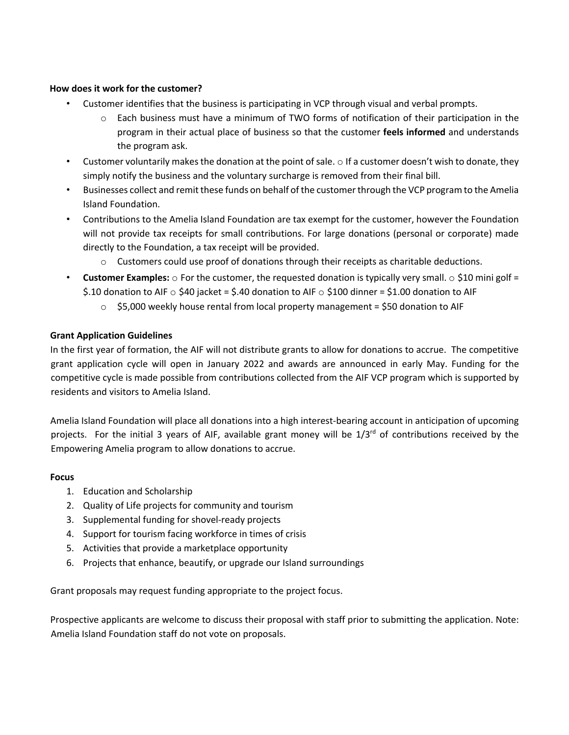**How does it work for the customer?**

- Customer identifies that the business is participating in VCP through visual and verbal prompts.
    - Each business must have a minimum of TWO forms of notification of their participation in the program in their actual place of business so that the customer **feels informed** and understands the program ask.
- Customer voluntarily makes the donation at the point of sale. ○ If a customer doesn't wish to donate, they simply notify the business and the voluntary surcharge is removed from their final bill.
- Businesses collect and remit these funds on behalf of the customer through the VCP program to the Amelia Island Foundation.
- Contributions to the Amelia Island Foundation are tax exempt for the customer, however the Foundation will not provide tax receipts for small contributions. For large donations (personal or corporate) made directly to the Foundation, a tax receipt will be provided.
    - Customers could use proof of donations through their receipts as charitable deductions.
- **Customer Examples:** ○ For the customer, the requested donation is typically very small. ○ $10 mini golf = $.10 donation to AIF ○ $40 jacket = $.40 donation to AIF ○ $100 dinner = $1.00 donation to AIF
    - $5,000 weekly house rental from local property management = $50 donation to AIF

**Grant Application Guidelines**

In the first year of formation, the AIF will not distribute grants to allow for donations to accrue. The competitive grant application cycle will open in January 2022 and awards are announced in early May. Funding for the competitive cycle is made possible from contributions collected from the AIF VCP program which is supported by residents and visitors to Amelia Island.

Amelia Island Foundation will place all donations into a high interest-bearing account in anticipation of upcoming projects. For the initial 3 years of AIF, available grant money will be 1/3rd of contributions received by the Empowering Amelia program to allow donations to accrue.

**Focus**

1. Education and Scholarship
2. Quality of Life projects for community and tourism
3. Supplemental funding for shovel-ready projects
4. Support for tourism facing workforce in times of crisis
5. Activities that provide a marketplace opportunity
6. Projects that enhance, beautify, or upgrade our Island surroundings

Grant proposals may request funding appropriate to the project focus.

Prospective applicants are welcome to discuss their proposal with staff prior to submitting the application. Note: Amelia Island Foundation staff do not vote on proposals.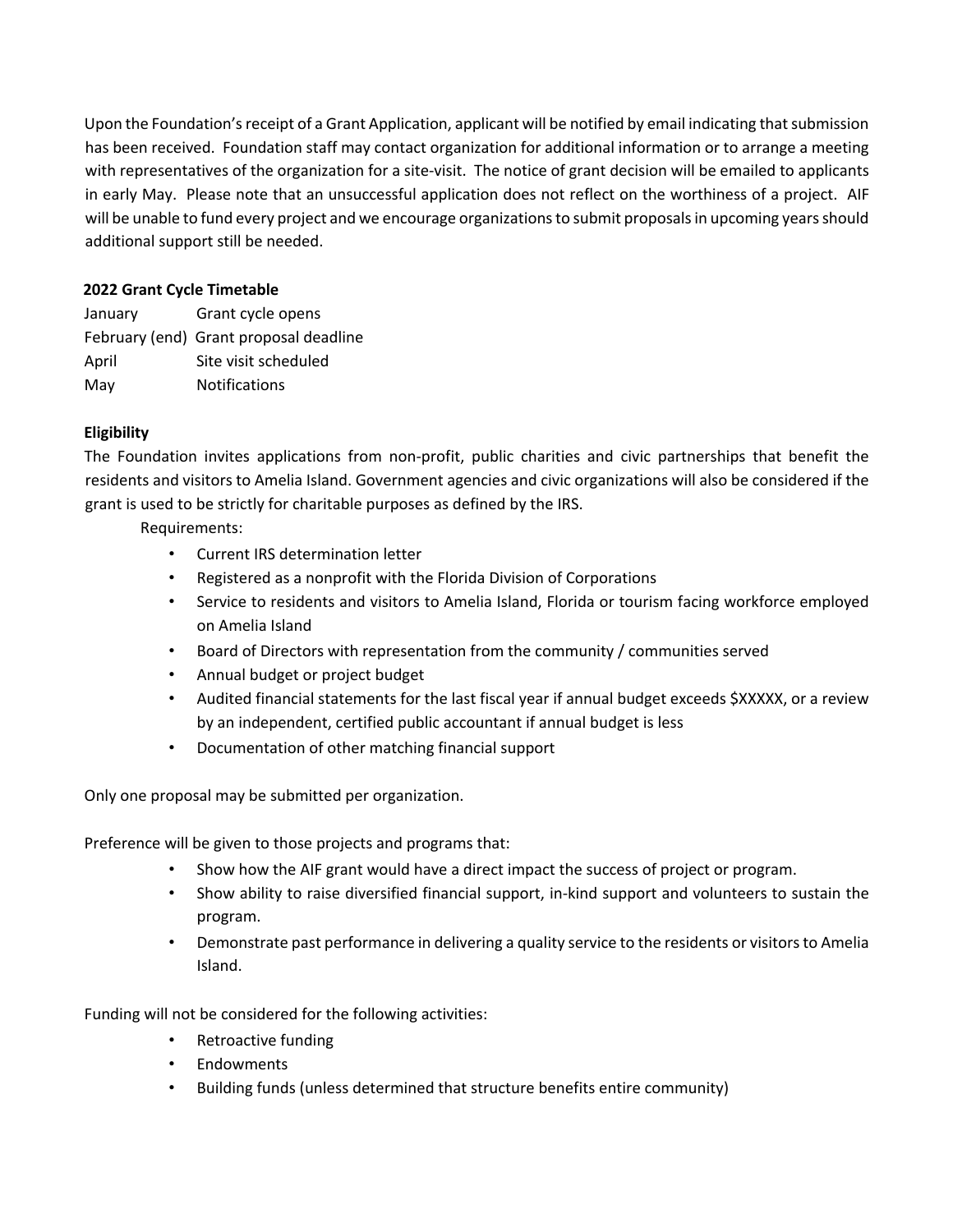Upon the Foundation's receipt of a Grant Application, applicant will be notified by email indicating that submission has been received. Foundation staff may contact organization for additional information or to arrange a meeting with representatives of the organization for a site-visit. The notice of grant decision will be emailed to applicants in early May. Please note that an unsuccessful application does not reflect on the worthiness of a project. AIF will be unable to fund every project and we encourage organizations to submit proposals in upcoming years should additional support still be needed.

**2022 Grant Cycle Timetable**

| | |
|---|---|
| January | Grant cycle opens |
| February (end) | Grant proposal deadline |
| April | Site visit scheduled |
| May | Notifications |

**Eligibility**

The Foundation invites applications from non-profit, public charities and civic partnerships that benefit the residents and visitors to Amelia Island. Government agencies and civic organizations will also be considered if the grant is used to be strictly for charitable purposes as defined by the IRS.

Requirements:

- Current IRS determination letter
- Registered as a nonprofit with the Florida Division of Corporations
- Service to residents and visitors to Amelia Island, Florida or tourism facing workforce employed on Amelia Island
- Board of Directors with representation from the community / communities served
- Annual budget or project budget
- Audited financial statements for the last fiscal year if annual budget exceeds $XXXXX, or a review by an independent, certified public accountant if annual budget is less
- Documentation of other matching financial support

Only one proposal may be submitted per organization.

Preference will be given to those projects and programs that:

- Show how the AIF grant would have a direct impact the success of project or program.
- Show ability to raise diversified financial support, in-kind support and volunteers to sustain the program.
- Demonstrate past performance in delivering a quality service to the residents or visitors to Amelia Island.

Funding will not be considered for the following activities:

- Retroactive funding
- Endowments
- Building funds (unless determined that structure benefits entire community)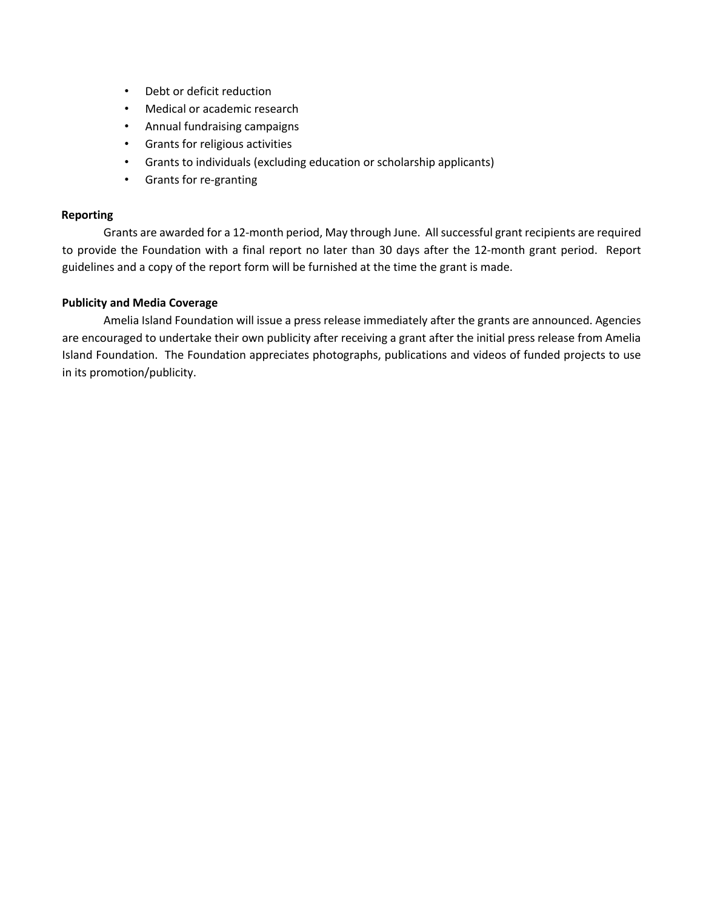- Debt or deficit reduction
- Medical or academic research
- Annual fundraising campaigns
- Grants for religious activities
- Grants to individuals (excluding education or scholarship applicants)
- Grants for re-granting

**Reporting**

Grants are awarded for a 12-month period, May through June. All successful grant recipients are required to provide the Foundation with a final report no later than 30 days after the 12-month grant period. Report guidelines and a copy of the report form will be furnished at the time the grant is made.

**Publicity and Media Coverage**

Amelia Island Foundation will issue a press release immediately after the grants are announced. Agencies are encouraged to undertake their own publicity after receiving a grant after the initial press release from Amelia Island Foundation. The Foundation appreciates photographs, publications and videos of funded projects to use in its promotion/publicity.